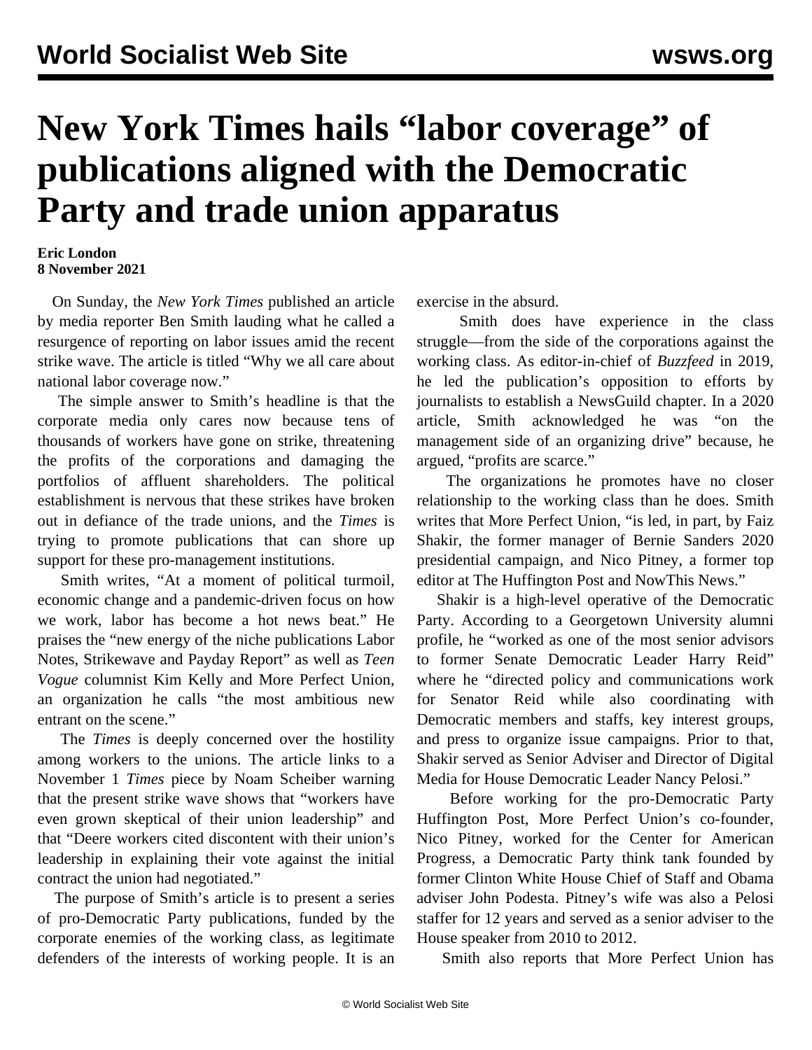# New York Times hails "labor coverage" of publications aligned with the Democratic Party and trade union apparatus

**Eric London**
**8 November 2021**

On Sunday, the *New York Times* published an article by media reporter Ben Smith lauding what he called a resurgence of reporting on labor issues amid the recent strike wave. The article is titled "Why we all care about national labor coverage now."

The simple answer to Smith's headline is that the corporate media only cares now because tens of thousands of workers have gone on strike, threatening the profits of the corporations and damaging the portfolios of affluent shareholders. The political establishment is nervous that these strikes have broken out in defiance of the trade unions, and the *Times* is trying to promote publications that can shore up support for these pro-management institutions.

Smith writes, "At a moment of political turmoil, economic change and a pandemic-driven focus on how we work, labor has become a hot news beat." He praises the "new energy of the niche publications Labor Notes, Strikewave and Payday Report" as well as *Teen Vogue* columnist Kim Kelly and More Perfect Union, an organization he calls "the most ambitious new entrant on the scene."

The *Times* is deeply concerned over the hostility among workers to the unions. The article links to a November 1 *Times* piece by Noam Scheiber warning that the present strike wave shows that "workers have even grown skeptical of their union leadership" and that "Deere workers cited discontent with their union's leadership in explaining their vote against the initial contract the union had negotiated."

The purpose of Smith's article is to present a series of pro-Democratic Party publications, funded by the corporate enemies of the working class, as legitimate defenders of the interests of working people. It is an exercise in the absurd.

Smith does have experience in the class struggle—from the side of the corporations against the working class. As editor-in-chief of *Buzzfeed* in 2019, he led the publication's opposition to efforts by journalists to establish a NewsGuild chapter. In a 2020 article, Smith acknowledged he was "on the management side of an organizing drive" because, he argued, "profits are scarce."

The organizations he promotes have no closer relationship to the working class than he does. Smith writes that More Perfect Union, "is led, in part, by Faiz Shakir, the former manager of Bernie Sanders 2020 presidential campaign, and Nico Pitney, a former top editor at The Huffington Post and NowThis News."

Shakir is a high-level operative of the Democratic Party. According to a Georgetown University alumni profile, he "worked as one of the most senior advisors to former Senate Democratic Leader Harry Reid" where he "directed policy and communications work for Senator Reid while also coordinating with Democratic members and staffs, key interest groups, and press to organize issue campaigns. Prior to that, Shakir served as Senior Adviser and Director of Digital Media for House Democratic Leader Nancy Pelosi."

Before working for the pro-Democratic Party Huffington Post, More Perfect Union's co-founder, Nico Pitney, worked for the Center for American Progress, a Democratic Party think tank founded by former Clinton White House Chief of Staff and Obama adviser John Podesta. Pitney's wife was also a Pelosi staffer for 12 years and served as a senior adviser to the House speaker from 2010 to 2012.

Smith also reports that More Perfect Union has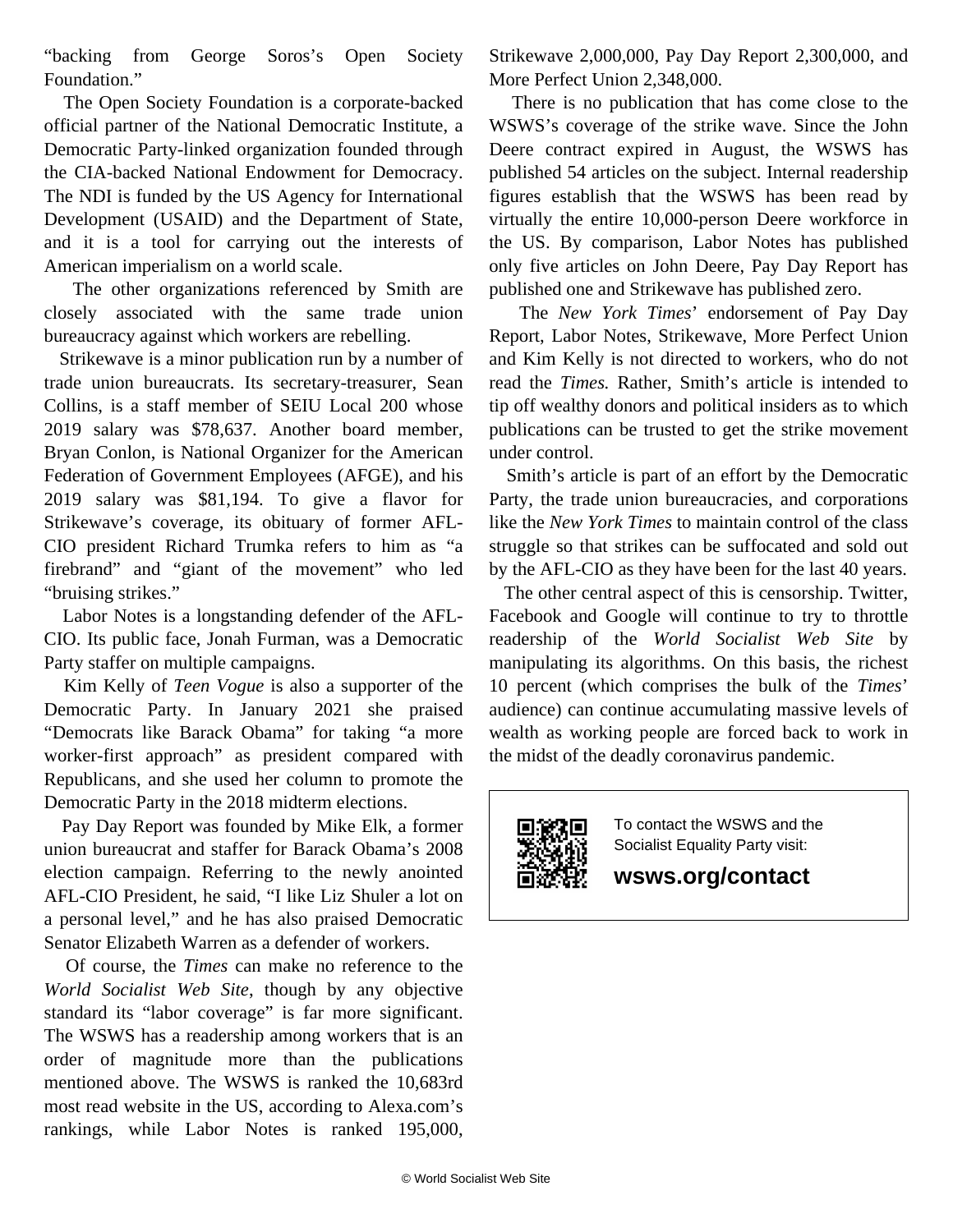"backing from George Soros's Open Society Foundation."

The Open Society Foundation is a corporate-backed official partner of the National Democratic Institute, a Democratic Party-linked organization founded through the CIA-backed National Endowment for Democracy. The NDI is funded by the US Agency for International Development (USAID) and the Department of State, and it is a tool for carrying out the interests of American imperialism on a world scale.

The other organizations referenced by Smith are closely associated with the same trade union bureaucracy against which workers are rebelling.

Strikewave is a minor publication run by a number of trade union bureaucrats. Its secretary-treasurer, Sean Collins, is a staff member of SEIU Local 200 whose 2019 salary was $78,637. Another board member, Bryan Conlon, is National Organizer for the American Federation of Government Employees (AFGE), and his 2019 salary was $81,194. To give a flavor for Strikewave's coverage, its obituary of former AFL-CIO president Richard Trumka refers to him as "a firebrand" and "giant of the movement" who led "bruising strikes."

Labor Notes is a longstanding defender of the AFL-CIO. Its public face, Jonah Furman, was a Democratic Party staffer on multiple campaigns.

Kim Kelly of *Teen Vogue* is also a supporter of the Democratic Party. In January 2021 she praised "Democrats like Barack Obama" for taking "a more worker-first approach" as president compared with Republicans, and she used her column to promote the Democratic Party in the 2018 midterm elections.

Pay Day Report was founded by Mike Elk, a former union bureaucrat and staffer for Barack Obama's 2008 election campaign. Referring to the newly anointed AFL-CIO President, he said, "I like Liz Shuler a lot on a personal level," and he has also praised Democratic Senator Elizabeth Warren as a defender of workers.

Of course, the *Times* can make no reference to the *World Socialist Web Site*, though by any objective standard its "labor coverage" is far more significant. The WSWS has a readership among workers that is an order of magnitude more than the publications mentioned above. The WSWS is ranked the 10,683rd most read website in the US, according to Alexa.com's rankings, while Labor Notes is ranked 195,000, Strikewave 2,000,000, Pay Day Report 2,300,000, and More Perfect Union 2,348,000.

There is no publication that has come close to the WSWS's coverage of the strike wave. Since the John Deere contract expired in August, the WSWS has published 54 articles on the subject. Internal readership figures establish that the WSWS has been read by virtually the entire 10,000-person Deere workforce in the US. By comparison, Labor Notes has published only five articles on John Deere, Pay Day Report has published one and Strikewave has published zero.

The *New York Times*' endorsement of Pay Day Report, Labor Notes, Strikewave, More Perfect Union and Kim Kelly is not directed to workers, who do not read the *Times.* Rather, Smith's article is intended to tip off wealthy donors and political insiders as to which publications can be trusted to get the strike movement under control.

Smith's article is part of an effort by the Democratic Party, the trade union bureaucracies, and corporations like the *New York Times* to maintain control of the class struggle so that strikes can be suffocated and sold out by the AFL-CIO as they have been for the last 40 years.

The other central aspect of this is censorship. Twitter, Facebook and Google will continue to try to throttle readership of the *World Socialist Web Site* by manipulating its algorithms. On this basis, the richest 10 percent (which comprises the bulk of the *Times*' audience) can continue accumulating massive levels of wealth as working people are forced back to work in the midst of the deadly coronavirus pandemic.

To contact the WSWS and the Socialist Equality Party visit:

**wsws.org/contact**